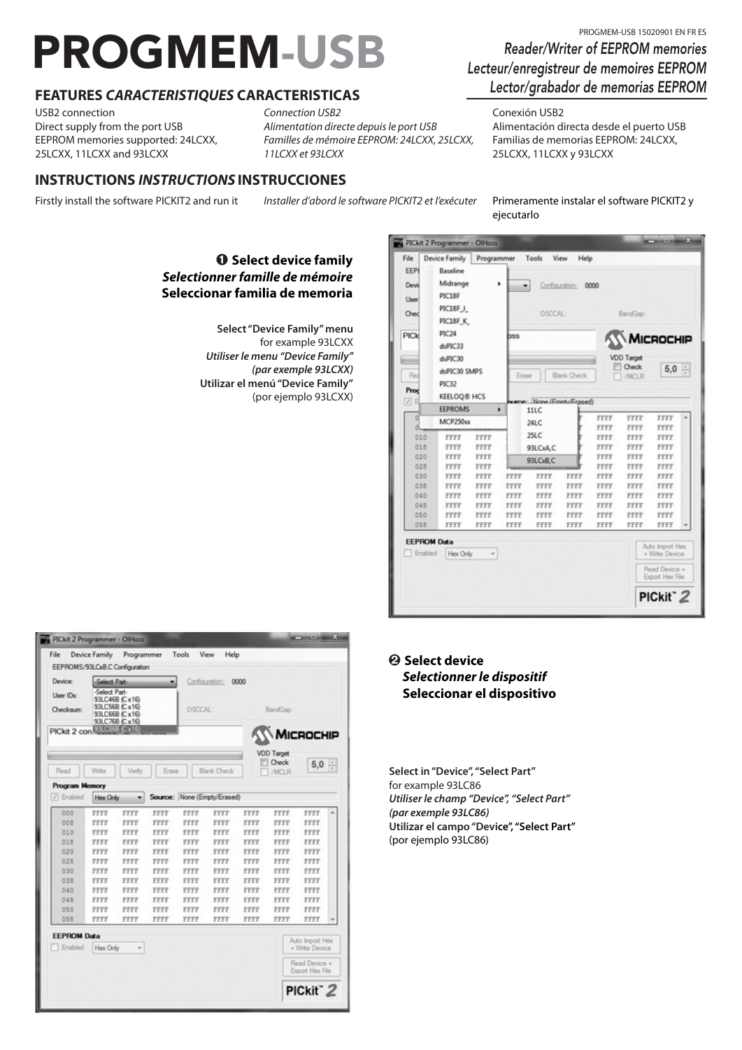PROGMEM-USB 15020901 EN FR ES

# PROGMEM-USB

*Reader/Writer of EEPROM memories*
*Lecteur/enregistreur de memoires EEPROM*
*Lector/grabador de memorias EEPROM*

## FEATURES *CARACTERISTIQUES* CARACTERISTICAS

USB2 connection
Direct supply from the port USB
EEPROM memories supported: 24LCXX, 25LCXX, 11LCXX and 93LCXX

*Connection USB2*
*Alimentation directe depuis le port USB*
*Familles de mémoire EEPROM: 24LCXX, 25LCXX, 11LCXX et 93LCXX*

Conexión USB2
Alimentación directa desde el puerto USB
Familias de memorias EEPROM: 24LCXX, 25LCXX, 11LCXX y 93LCXX

## INSTRUCTIONS *INSTRUCTIONS* INSTRUCCIONES

Firstly install the software PICKIT2 and run it

*Installer d'abord le software PICKIT2 et l'exécuter*

Primeramente instalar el software PICKIT2 y ejecutarlo

### ➊ Select device family
### *Selectionner famille de mémoire*
### Seleccionar familia de memoria

**Select "Device Family" menu**
for example 93LCXX
***Utiliser le menu "Device Family"***
***(par exemple 93LCXX)***
**Utilizar el menú "Device Family"**
(por ejemplo 93LCXX)

### ➋ Select device
### *Selectionner le dispositif*
### Seleccionar el dispositivo

**Select in "Device", "Select Part"**
for example 93LC86
***Utiliser le champ "Device", "Select Part"***
***(par exemple 93LC86)***
**Utilizar el campo "Device", "Select Part"**
(por ejemplo 93LC86)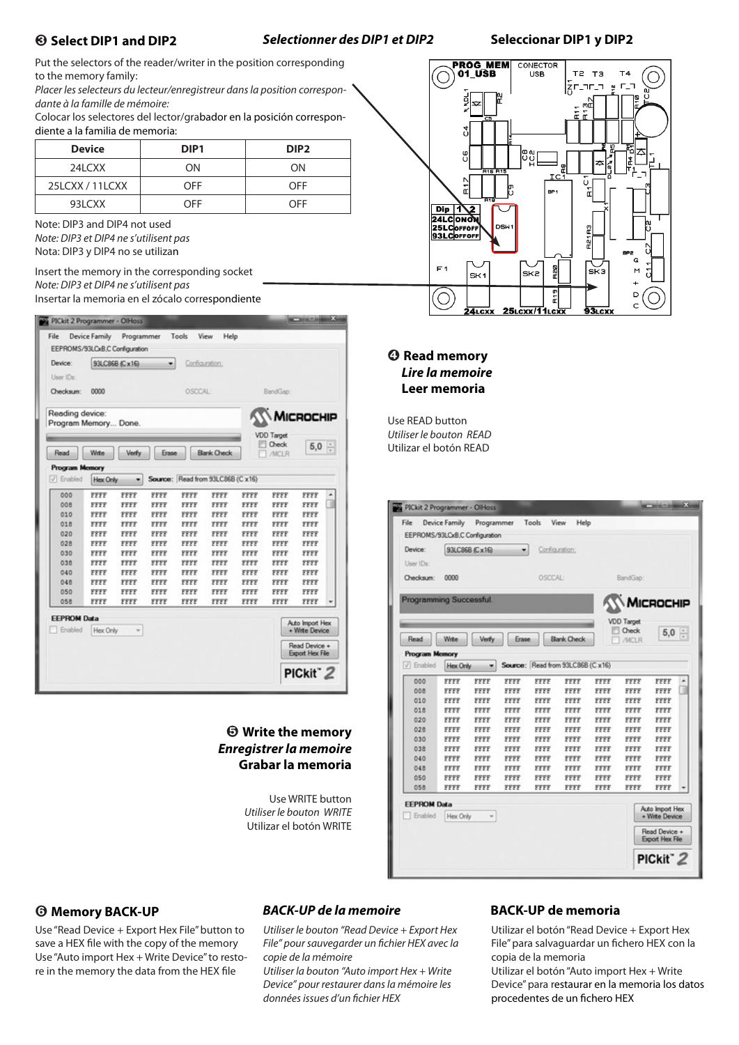## ❸ Select DIP1 and DIP2

### *Selectionner des DIP1 et DIP2*

### Seleccionar DIP1 y DIP2

Put the selectors of the reader/writer in the position corresponding to the memory family:

*Placer les selecteurs du lecteur/enregistreur dans la position correspondante à la famille de mémoire:*

Colocar los selectores del lector/grabador en la posición correspondiente a la familia de memoria:

| Device | DIP1 | DIP2 |
|---|---|---|
| 24LCXX | ON | ON |
| 25LCXX / 11LCXX | OFF | OFF |
| 93LCXX | OFF | OFF |

Note: DIP3 and DIP4 not used

*Note: DIP3 et DIP4 ne s'utilisent pas*

Nota: DIP3 y DIP4 no se utilizan

Insert the memory in the corresponding socket

*Note: DIP3 et DIP4 ne s'utilisent pas*

Insertar la memoria en el zócalo correspondiente

## ❹ Read memory

### *Lire la memoire*

### Leer memoria

Use READ button

*Utiliser le bouton READ*

Utilizar el botón READ

## ❺ Write the memory

### *Enregistrer la memoire*

### Grabar la memoria

Use WRITE button

*Utiliser le bouton WRITE*

Utilizar el botón WRITE

## ❻ Memory BACK-UP

### *BACK-UP de la memoire*

### BACK-UP de memoria

Use "Read Device + Export Hex File" button to save a HEX file with the copy of the memory

Use "Auto import Hex + Write Device" to restore in the memory the data from the HEX file

*Utiliser le bouton "Read Device + Export Hex File" pour sauvegarder un fichier HEX avec la copie de la mémoire*

*Utiliser la bouton "Auto import Hex + Write Device" pour restaurer dans la mémoire les données issues d'un fichier HEX*

Utilizar el botón "Read Device + Export Hex File" para salvaguardar un fichero HEX con la copia de la memoria

Utilizar el botón "Auto Import Hex + Write Device" para restaurar en la memoria los datos procedentes de un fichero HEX